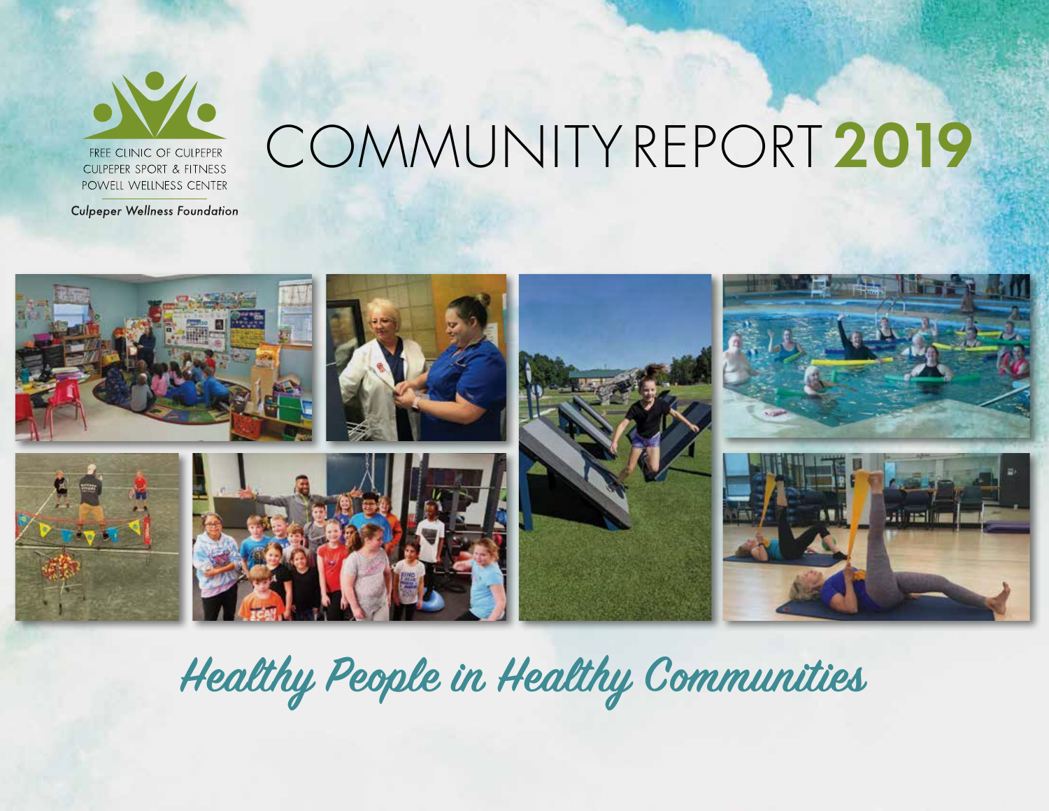FREE CLINIC OF CULPEPER
CULPEPER SPORT & FITNESS
POWELL WELLNESS CENTER

*Culpeper Wellness Foundation*

# COMMUNITY REPORT **2019**

*Healthy People in Healthy Communities*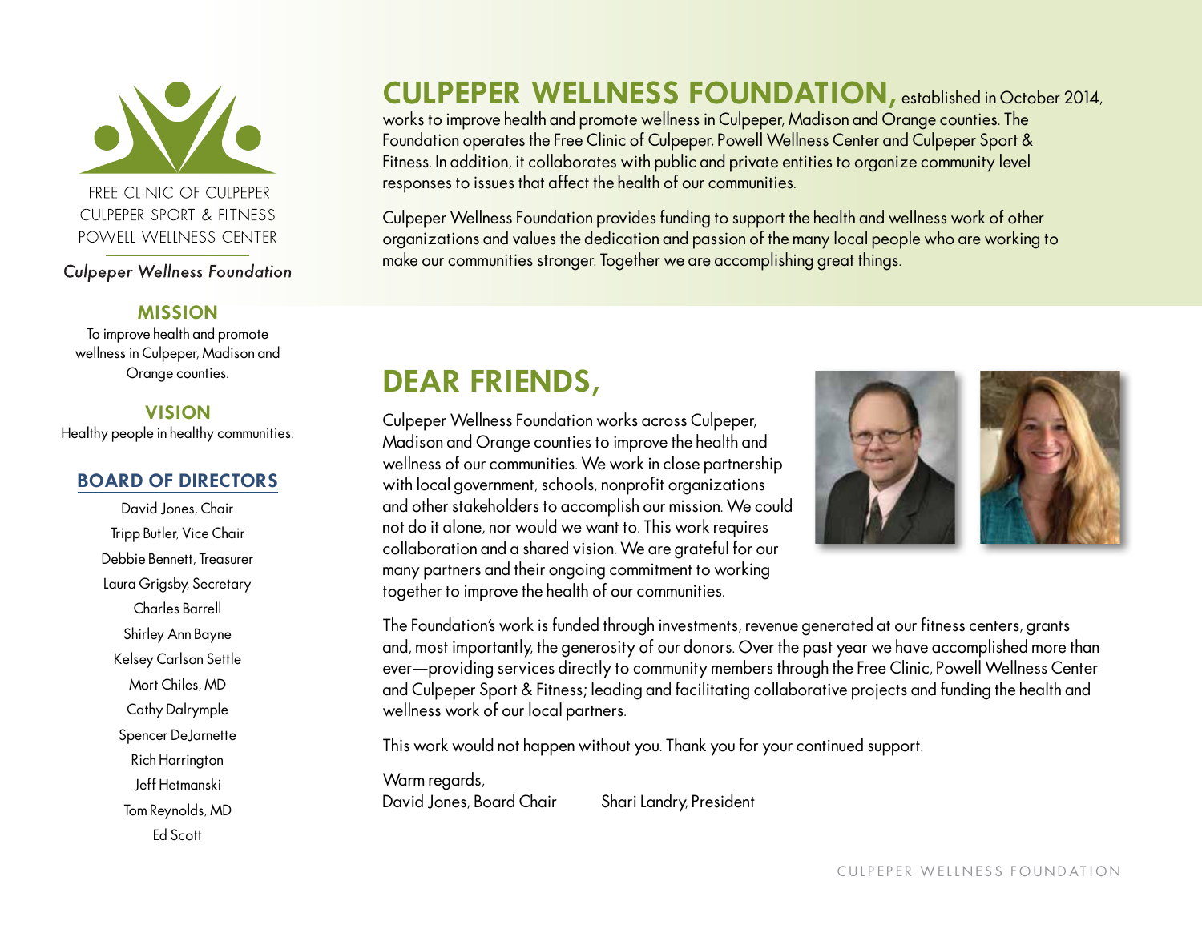FREE CLINIC OF CULPEPER
CULPEPER SPORT & FITNESS
POWELL WELLNESS CENTER

*Culpeper Wellness Foundation*

### MISSION

To improve health and promote wellness in Culpeper, Madison and Orange counties.

### VISION

Healthy people in healthy communities.

### BOARD OF DIRECTORS

David Jones, Chair
Tripp Butler, Vice Chair
Debbie Bennett, Treasurer
Laura Grigsby, Secretary
Charles Barrell
Shirley Ann Bayne
Kelsey Carlson Settle
Mort Chiles, MD
Cathy Dalrymple
Spencer DeJarnette
Rich Harrington
Jeff Hetmanski
Tom Reynolds, MD
Ed Scott

**CULPEPER WELLNESS FOUNDATION,** established in October 2014, works to improve health and promote wellness in Culpeper, Madison and Orange counties. The Foundation operates the Free Clinic of Culpeper, Powell Wellness Center and Culpeper Sport & Fitness. In addition, it collaborates with public and private entities to organize community level responses to issues that affect the health of our communities.

Culpeper Wellness Foundation provides funding to support the health and wellness work of other organizations and values the dedication and passion of the many local people who are working to make our communities stronger. Together we are accomplishing great things.

## DEAR FRIENDS,

Culpeper Wellness Foundation works across Culpeper, Madison and Orange counties to improve the health and wellness of our communities. We work in close partnership with local government, schools, nonprofit organizations and other stakeholders to accomplish our mission. We could not do it alone, nor would we want to. This work requires collaboration and a shared vision. We are grateful for our many partners and their ongoing commitment to working together to improve the health of our communities.

The Foundation's work is funded through investments, revenue generated at our fitness centers, grants and, most importantly, the generosity of our donors. Over the past year we have accomplished more than ever—providing services directly to community members through the Free Clinic, Powell Wellness Center and Culpeper Sport & Fitness; leading and facilitating collaborative projects and funding the health and wellness work of our local partners.

This work would not happen without you. Thank you for your continued support.

Warm regards,
David Jones, Board Chair    Shari Landry, President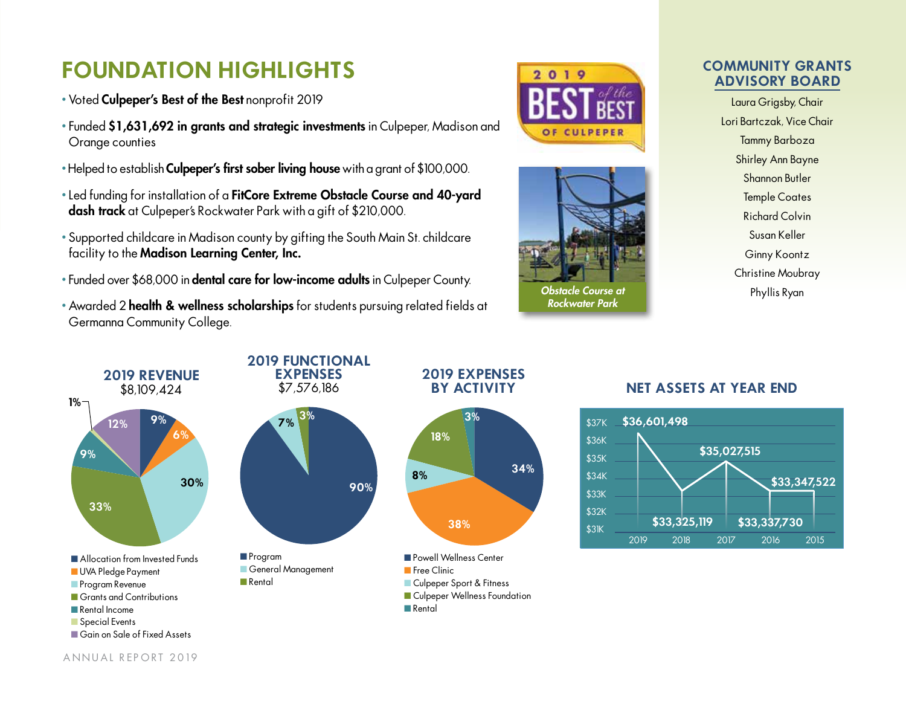# FOUNDATION HIGHLIGHTS

- Voted **Culpeper's Best of the Best** nonprofit 2019
- Funded **$1,631,692 in grants and strategic investments** in Culpeper, Madison and Orange counties
- Helped to establish **Culpeper's first sober living house** with a grant of $100,000.
- Led funding for installation of a **FitCore Extreme Obstacle Course and 40-yard dash track** at Culpeper's Rockwater Park with a gift of $210,000.
- Supported childcare in Madison county by gifting the South Main St. childcare facility to the **Madison Learning Center, Inc.**
- Funded over $68,000 in **dental care for low-income adults** in Culpeper County.
- Awarded 2 **health & wellness scholarships** for students pursuing related fields at Germanna Community College.

2019 BEST of the BEST OF CULPEPER

*Obstacle Course at Rockwater Park*

## COMMUNITY GRANTS ADVISORY BOARD

Laura Grigsby, Chair
Lori Bartczak, Vice Chair
Tammy Barboza
Shirley Ann Bayne
Shannon Butler
Temple Coates
Richard Colvin
Susan Keller
Ginny Koontz
Christine Moubray
Phyllis Ryan

## 2019 REVENUE
$8,109,424

| Category | Percent |
|---|---|
| Allocation from Invested Funds | 9% |
| UVA Pledge Payment | 6% |
| Program Revenue | 30% |
| Grants and Contributions | 33% |
| Rental Income | 9% |
| Special Events | 1% |
| Gain on Sale of Fixed Assets | 12% |

## 2019 FUNCTIONAL EXPENSES
$7,576,186

| Category | Percent |
|---|---|
| Program | 90% |
| General Management | 7% |
| Rental | 3% |

## 2019 EXPENSES BY ACTIVITY

| Category | Percent |
|---|---|
| Powell Wellness Center | 34% |
| Free Clinic | 38% |
| Culpeper Sport & Fitness | 8% |
| Culpeper Wellness Foundation | 18% |
| Rental | 3% |

## NET ASSETS AT YEAR END

| Year | Net Assets |
|---|---|
| 2019 | $36,601,498 |
| 2018 | $33,325,119 |
| 2017 | $35,027,515 |
| 2016 | $33,337,730 |
| 2015 | $33,347,522 |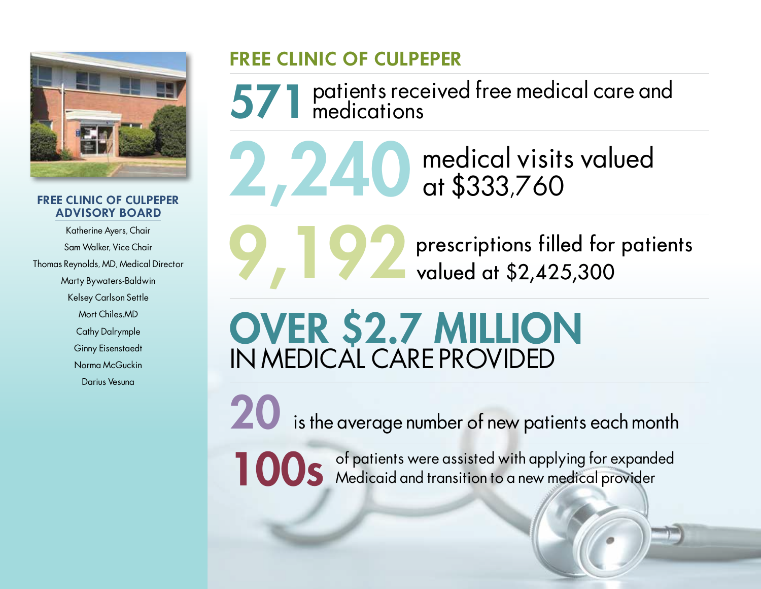## FREE CLINIC OF CULPEPER ADVISORY BOARD

Katherine Ayers, Chair
Sam Walker, Vice Chair
Thomas Reynolds, MD, Medical Director
Marty Bywaters-Baldwin
Kelsey Carlson Settle
Mort Chiles,MD
Cathy Dalrymple
Ginny Eisenstaedt
Norma McGuckin
Darius Vesuna

# FREE CLINIC OF CULPEPER

**571** patients received free medical care and medications

**2,240** medical visits valued at $333,760

**9,192** prescriptions filled for patients valued at $2,425,300

## OVER $2.7 MILLION
IN MEDICAL CARE PROVIDED

**20** is the average number of new patients each month

**100s** of patients were assisted with applying for expanded Medicaid and transition to a new medical provider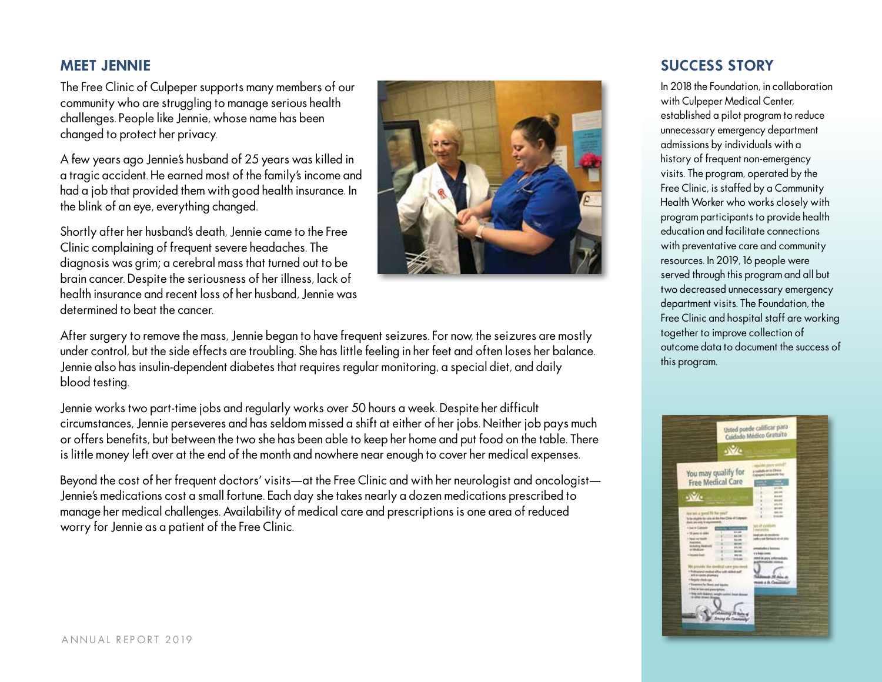## MEET JENNIE

The Free Clinic of Culpeper supports many members of our community who are struggling to manage serious health challenges. People like Jennie, whose name has been changed to protect her privacy.

A few years ago Jennie's husband of 25 years was killed in a tragic accident. He earned most of the family's income and had a job that provided them with good health insurance. In the blink of an eye, everything changed.

Shortly after her husband's death, Jennie came to the Free Clinic complaining of frequent severe headaches. The diagnosis was grim; a cerebral mass that turned out to be brain cancer. Despite the seriousness of her illness, lack of health insurance and recent loss of her husband, Jennie was determined to beat the cancer.

After surgery to remove the mass, Jennie began to have frequent seizures. For now, the seizures are mostly under control, but the side effects are troubling. She has little feeling in her feet and often loses her balance. Jennie also has insulin-dependent diabetes that requires regular monitoring, a special diet, and daily blood testing.

Jennie works two part-time jobs and regularly works over 50 hours a week. Despite her difficult circumstances, Jennie perseveres and has seldom missed a shift at either of her jobs. Neither job pays much or offers benefits, but between the two she has been able to keep her home and put food on the table. There is little money left over at the end of the month and nowhere near enough to cover her medical expenses.

Beyond the cost of her frequent doctors' visits—at the Free Clinic and with her neurologist and oncologist—Jennie's medications cost a small fortune. Each day she takes nearly a dozen medications prescribed to manage her medical challenges. Availability of medical care and prescriptions is one area of reduced worry for Jennie as a patient of the Free Clinic.

## SUCCESS STORY

In 2018 the Foundation, in collaboration with Culpeper Medical Center, established a pilot program to reduce unnecessary emergency department admissions by individuals with a history of frequent non-emergency visits. The program, operated by the Free Clinic, is staffed by a Community Health Worker who works closely with program participants to provide health education and facilitate connections with preventative care and community resources. In 2019, 16 people were served through this program and all but two decreased unnecessary emergency department visits. The Foundation, the Free Clinic and hospital staff are working together to improve collection of outcome data to document the success of this program.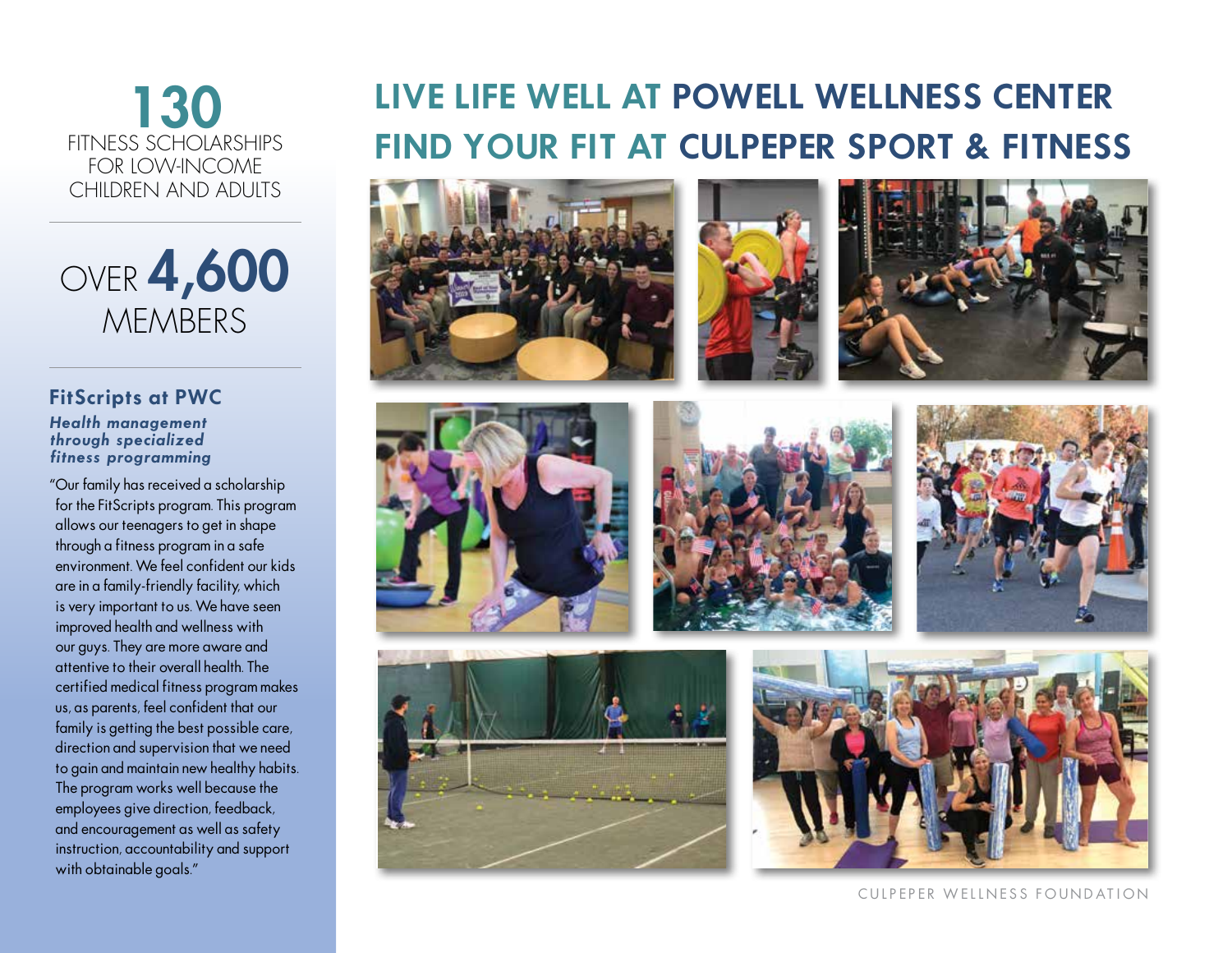# LIVE LIFE WELL AT POWELL WELLNESS CENTER
# FIND YOUR FIT AT CULPEPER SPORT & FITNESS

**130**
FITNESS SCHOLARSHIPS FOR LOW-INCOME CHILDREN AND ADULTS

OVER **4,600**
MEMBERS

### FitScripts at PWC

***Health management through specialized fitness programming***

"Our family has received a scholarship for the FitScripts program. This program allows our teenagers to get in shape through a fitness program in a safe environment. We feel confident our kids are in a family-friendly facility, which is very important to us. We have seen improved health and wellness with our guys. They are more aware and attentive to their overall health. The certified medical fitness program makes us, as parents, feel confident that our family is getting the best possible care, direction and supervision that we need to gain and maintain new healthy habits. The program works well because the employees give direction, feedback, and encouragement as well as safety instruction, accountability and support with obtainable goals."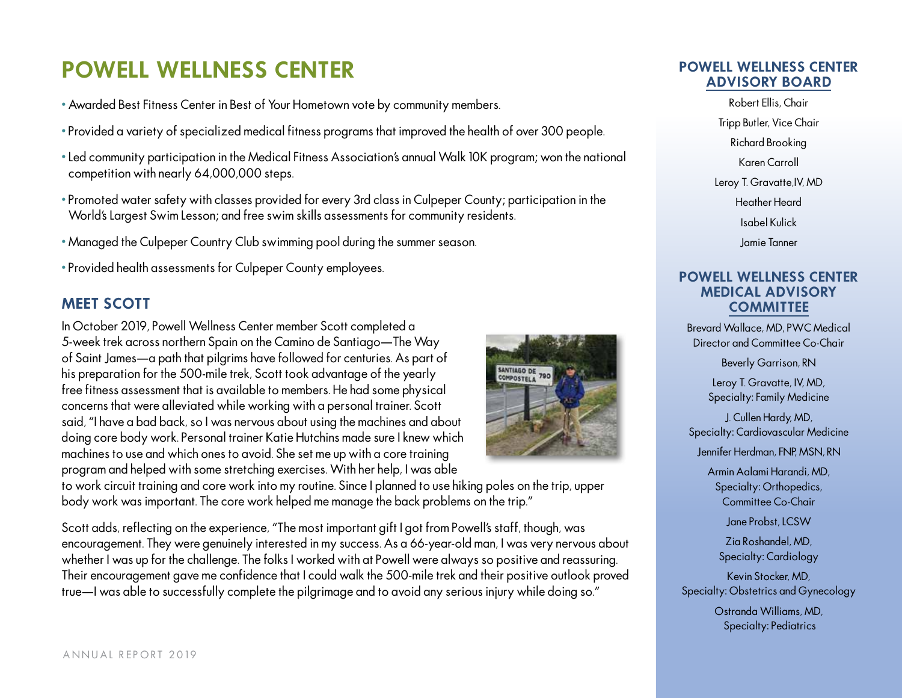# POWELL WELLNESS CENTER

- Awarded Best Fitness Center in Best of Your Hometown vote by community members.
- Provided a variety of specialized medical fitness programs that improved the health of over 300 people.
- Led community participation in the Medical Fitness Association's annual Walk 10K program; won the national competition with nearly 64,000,000 steps.
- Promoted water safety with classes provided for every 3rd class in Culpeper County; participation in the World's Largest Swim Lesson; and free swim skills assessments for community residents.
- Managed the Culpeper Country Club swimming pool during the summer season.
- Provided health assessments for Culpeper County employees.

## MEET SCOTT

In October 2019, Powell Wellness Center member Scott completed a 5-week trek across northern Spain on the Camino de Santiago—The Way of Saint James—a path that pilgrims have followed for centuries. As part of his preparation for the 500-mile trek, Scott took advantage of the yearly free fitness assessment that is available to members. He had some physical concerns that were alleviated while working with a personal trainer. Scott said, "I have a bad back, so I was nervous about using the machines and about doing core body work. Personal trainer Katie Hutchins made sure I knew which machines to use and which ones to avoid. She set me up with a core training program and helped with some stretching exercises. With her help, I was able to work circuit training and core work into my routine. Since I planned to use hiking poles on the trip, upper body work was important. The core work helped me manage the back problems on the trip."

Scott adds, reflecting on the experience, "The most important gift I got from Powell's staff, though, was encouragement. They were genuinely interested in my success. As a 66-year-old man, I was very nervous about whether I was up for the challenge. The folks I worked with at Powell were always so positive and reassuring. Their encouragement gave me confidence that I could walk the 500-mile trek and their positive outlook proved true—I was able to successfully complete the pilgrimage and to avoid any serious injury while doing so."

## POWELL WELLNESS CENTER ADVISORY BOARD

Robert Ellis, Chair

Tripp Butler, Vice Chair

Richard Brooking

Karen Carroll

Leroy T. Gravatte,IV, MD

Heather Heard

Isabel Kulick

Jamie Tanner

## POWELL WELLNESS CENTER MEDICAL ADVISORY COMMITTEE

Brevard Wallace, MD, PWC Medical Director and Committee Co-Chair

Beverly Garrison, RN

Leroy T. Gravatte, IV, MD, Specialty: Family Medicine

J. Cullen Hardy, MD, Specialty: Cardiovascular Medicine

Jennifer Herdman, FNP, MSN, RN

Armin Aalami Harandi, MD, Specialty: Orthopedics, Committee Co-Chair

Jane Probst, LCSW

Zia Roshandel, MD, Specialty: Cardiology

Kevin Stocker, MD, Specialty: Obstetrics and Gynecology

Ostranda Williams, MD, Specialty: Pediatrics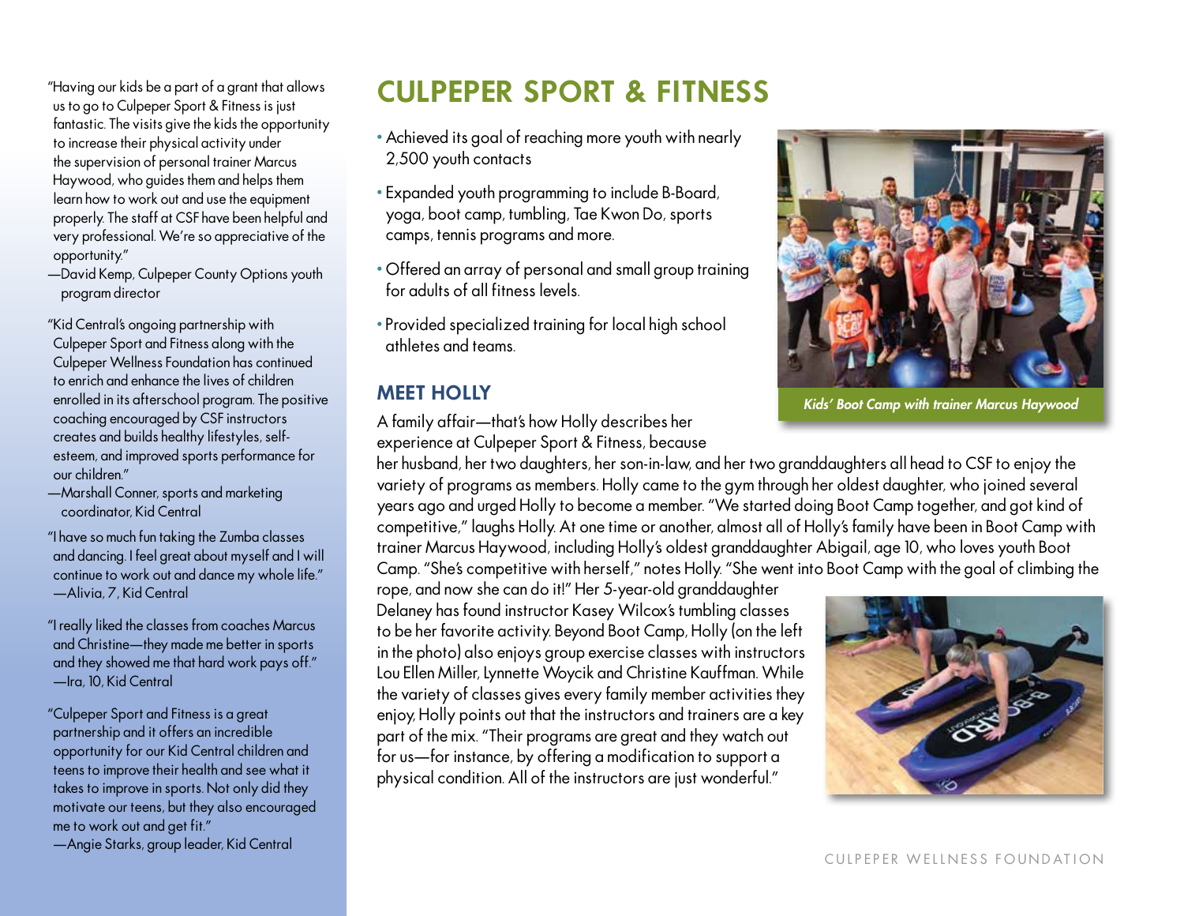# CULPEPER SPORT & FITNESS

- Achieved its goal of reaching more youth with nearly 2,500 youth contacts
- Expanded youth programming to include B-Board, yoga, boot camp, tumbling, Tae Kwon Do, sports camps, tennis programs and more.
- Offered an array of personal and small group training for adults of all fitness levels.
- Provided specialized training for local high school athletes and teams.

*Kids' Boot Camp with trainer Marcus Haywood*

## MEET HOLLY

A family affair—that's how Holly describes her experience at Culpeper Sport & Fitness, because her husband, her two daughters, her son-in-law, and her two granddaughters all head to CSF to enjoy the variety of programs as members. Holly came to the gym through her oldest daughter, who joined several years ago and urged Holly to become a member. "We started doing Boot Camp together, and got kind of competitive," laughs Holly. At one time or another, almost all of Holly's family have been in Boot Camp with trainer Marcus Haywood, including Holly's oldest granddaughter Abigail, age 10, who loves youth Boot Camp. "She's competitive with herself," notes Holly. "She went into Boot Camp with the goal of climbing the rope, and now she can do it!" Her 5-year-old granddaughter Delaney has found instructor Kasey Wilcox's tumbling classes to be her favorite activity. Beyond Boot Camp, Holly (on the left in the photo) also enjoys group exercise classes with instructors Lou Ellen Miller, Lynnette Woycik and Christine Kauffman. While the variety of classes gives every family member activities they enjoy, Holly points out that the instructors and trainers are a key part of the mix. "Their programs are great and they watch out for us—for instance, by offering a modification to support a physical condition. All of the instructors are just wonderful."

"Having our kids be a part of a grant that allows us to go to Culpeper Sport & Fitness is just fantastic. The visits give the kids the opportunity to increase their physical activity under the supervision of personal trainer Marcus Haywood, who guides them and helps them learn how to work out and use the equipment properly. The staff at CSF have been helpful and very professional. We're so appreciative of the opportunity."
—David Kemp, Culpeper County Options youth program director

"Kid Central's ongoing partnership with Culpeper Sport and Fitness along with the Culpeper Wellness Foundation has continued to enrich and enhance the lives of children enrolled in its afterschool program. The positive coaching encouraged by CSF instructors creates and builds healthy lifestyles, self-esteem, and improved sports performance for our children."
—Marshall Conner, sports and marketing coordinator, Kid Central

"I have so much fun taking the Zumba classes and dancing. I feel great about myself and I will continue to work out and dance my whole life."
—Alivia, 7, Kid Central

"I really liked the classes from coaches Marcus and Christine—they made me better in sports and they showed me that hard work pays off."
—Ira, 10, Kid Central

"Culpeper Sport and Fitness is a great partnership and it offers an incredible opportunity for our Kid Central children and teens to improve their health and see what it takes to improve in sports. Not only did they motivate our teens, but they also encouraged me to work out and get fit."
—Angie Starks, group leader, Kid Central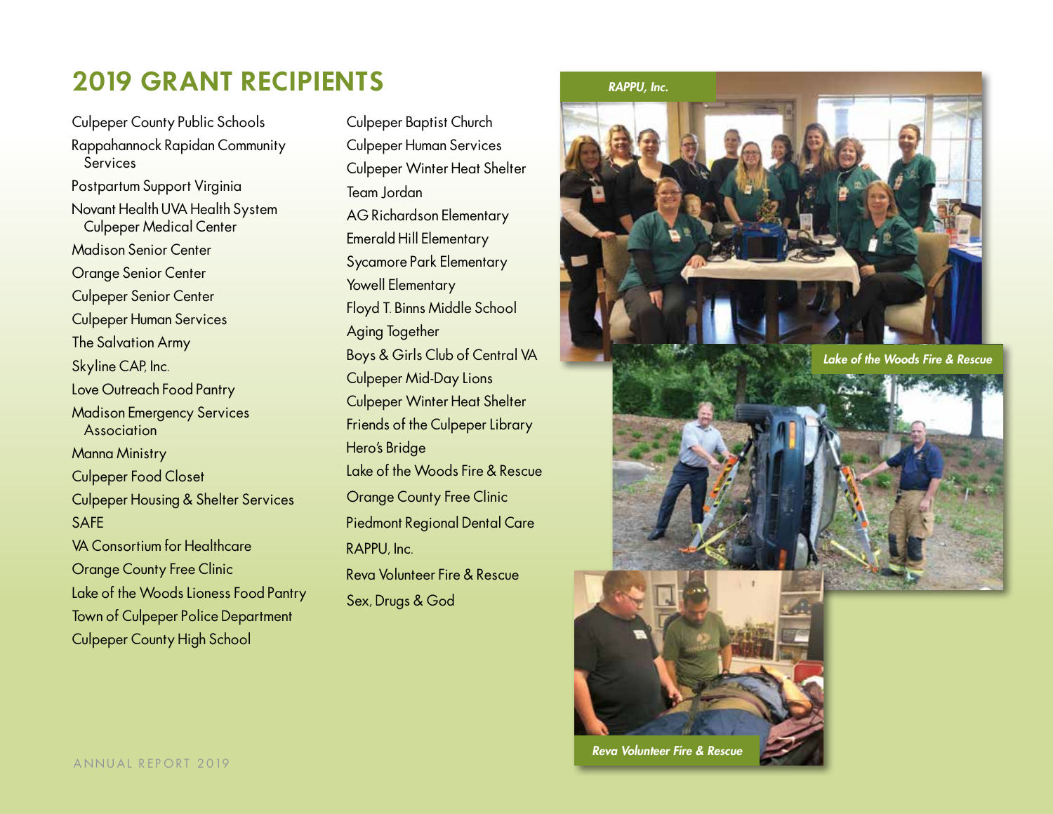# 2019 GRANT RECIPIENTS

Culpeper County Public Schools
Rappahannock Rapidan Community Services
Postpartum Support Virginia
Novant Health UVA Health System Culpeper Medical Center
Madison Senior Center
Orange Senior Center
Culpeper Senior Center
Culpeper Human Services
The Salvation Army
Skyline CAP, Inc.
Love Outreach Food Pantry
Madison Emergency Services Association
Manna Ministry
Culpeper Food Closet
Culpeper Housing & Shelter Services
SAFE
VA Consortium for Healthcare
Orange County Free Clinic
Lake of the Woods Lioness Food Pantry
Town of Culpeper Police Department
Culpeper County High School
Culpeper Baptist Church
Culpeper Human Services
Culpeper Winter Heat Shelter
Team Jordan
AG Richardson Elementary
Emerald Hill Elementary
Sycamore Park Elementary
Yowell Elementary
Floyd T. Binns Middle School
Aging Together
Boys & Girls Club of Central VA
Culpeper Mid-Day Lions
Culpeper Winter Heat Shelter
Friends of the Culpeper Library
Hero's Bridge
Lake of the Woods Fire & Rescue
Orange County Free Clinic
Piedmont Regional Dental Care
RAPPU, Inc.
Reva Volunteer Fire & Rescue
Sex, Drugs & God

*RAPPU, Inc.*

*Lake of the Woods Fire & Rescue*

*Reva Volunteer Fire & Rescue*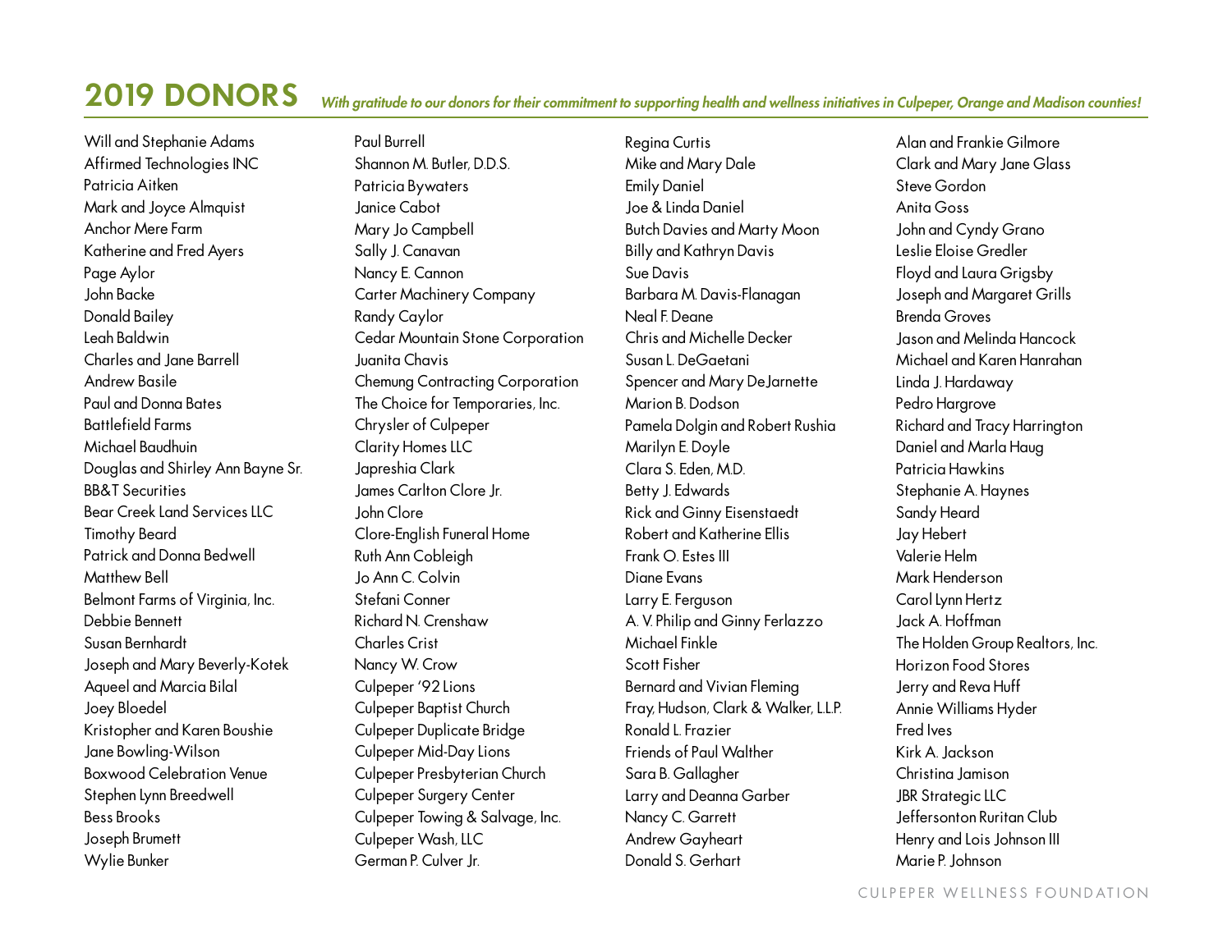## 2019 DONORS

*With gratitude to our donors for their commitment to supporting health and wellness initiatives in Culpeper, Orange and Madison counties!*

Will and Stephanie Adams
Affirmed Technologies INC
Patricia Aitken
Mark and Joyce Almquist
Anchor Mere Farm
Katherine and Fred Ayers
Page Aylor
John Backe
Donald Bailey
Leah Baldwin
Charles and Jane Barrell
Andrew Basile
Paul and Donna Bates
Battlefield Farms
Michael Baudhuin
Douglas and Shirley Ann Bayne Sr.
BB&T Securities
Bear Creek Land Services LLC
Timothy Beard
Patrick and Donna Bedwell
Matthew Bell
Belmont Farms of Virginia, Inc.
Debbie Bennett
Susan Bernhardt
Joseph and Mary Beverly-Kotek
Aqueel and Marcia Bilal
Joey Bloedel
Kristopher and Karen Boushie
Jane Bowling-Wilson
Boxwood Celebration Venue
Stephen Lynn Breedwell
Bess Brooks
Joseph Brumett
Wylie Bunker

Paul Burrell
Shannon M. Butler, D.D.S.
Patricia Bywaters
Janice Cabot
Mary Jo Campbell
Sally J. Canavan
Nancy E. Cannon
Carter Machinery Company
Randy Caylor
Cedar Mountain Stone Corporation
Juanita Chavis
Chemung Contracting Corporation
The Choice for Temporaries, Inc.
Chrysler of Culpeper
Clarity Homes LLC
Japreshia Clark
James Carlton Clore Jr.
John Clore
Clore-English Funeral Home
Ruth Ann Cobleigh
Jo Ann C. Colvin
Stefani Conner
Richard N. Crenshaw
Charles Crist
Nancy W. Crow
Culpeper '92 Lions
Culpeper Baptist Church
Culpeper Duplicate Bridge
Culpeper Mid-Day Lions
Culpeper Presbyterian Church
Culpeper Surgery Center
Culpeper Towing & Salvage, Inc.
Culpeper Wash, LLC
German P. Culver Jr.

Regina Curtis
Mike and Mary Dale
Emily Daniel
Joe & Linda Daniel
Butch Davies and Marty Moon
Billy and Kathryn Davis
Sue Davis
Barbara M. Davis-Flanagan
Neal F. Deane
Chris and Michelle Decker
Susan L. DeGaetani
Spencer and Mary DeJarnette
Marion B. Dodson
Pamela Dolgin and Robert Rushia
Marilyn E. Doyle
Clara S. Eden, M.D.
Betty J. Edwards
Rick and Ginny Eisenstaedt
Robert and Katherine Ellis
Frank O. Estes III
Diane Evans
Larry E. Ferguson
A. V. Philip and Ginny Ferlazzo
Michael Finkle
Scott Fisher
Bernard and Vivian Fleming
Fray, Hudson, Clark & Walker, L.L.P.
Ronald L. Frazier
Friends of Paul Walther
Sara B. Gallagher
Larry and Deanna Garber
Nancy C. Garrett
Andrew Gayheart
Donald S. Gerhart

Alan and Frankie Gilmore
Clark and Mary Jane Glass
Steve Gordon
Anita Goss
John and Cyndy Grano
Leslie Eloise Gredler
Floyd and Laura Grigsby
Joseph and Margaret Grills
Brenda Groves
Jason and Melinda Hancock
Michael and Karen Hanrahan
Linda J. Hardaway
Pedro Hargrove
Richard and Tracy Harrington
Daniel and Marla Haug
Patricia Hawkins
Stephanie A. Haynes
Sandy Heard
Jay Hebert
Valerie Helm
Mark Henderson
Carol Lynn Hertz
Jack A. Hoffman
The Holden Group Realtors, Inc.
Horizon Food Stores
Jerry and Reva Huff
Annie Williams Hyder
Fred Ives
Kirk A. Jackson
Christina Jamison
JBR Strategic LLC
Jeffersonton Ruritan Club
Henry and Lois Johnson III
Marie P. Johnson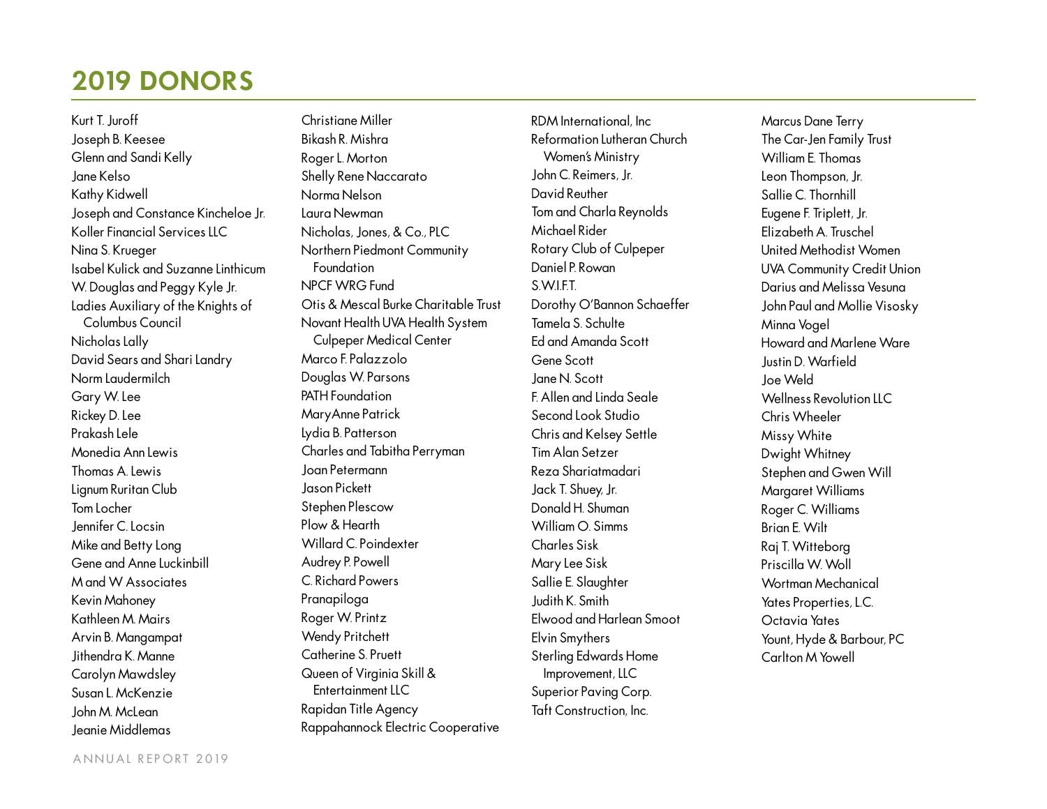# 2019 DONORS

Kurt T. Juroff
Joseph B. Keesee
Glenn and Sandi Kelly
Jane Kelso
Kathy Kidwell
Joseph and Constance Kincheloe Jr.
Koller Financial Services LLC
Nina S. Krueger
Isabel Kulick and Suzanne Linthicum
W. Douglas and Peggy Kyle Jr.
Ladies Auxiliary of the Knights of Columbus Council
Nicholas Lally
David Sears and Shari Landry
Norm Laudermilch
Gary W. Lee
Rickey D. Lee
Prakash Lele
Monedia Ann Lewis
Thomas A. Lewis
Lignum Ruritan Club
Tom Locher
Jennifer C. Locsin
Mike and Betty Long
Gene and Anne Luckinbill
M and W Associates
Kevin Mahoney
Kathleen M. Mairs
Arvin B. Mangampat
Jithendra K. Manne
Carolyn Mawdsley
Susan L. McKenzie
John M. McLean
Jeanie Middlemas
Christiane Miller
Bikash R. Mishra
Roger L. Morton
Shelly Rene Naccarato
Norma Nelson
Laura Newman
Nicholas, Jones, & Co., PLC
Northern Piedmont Community Foundation
NPCF WRG Fund
Otis & Mescal Burke Charitable Trust
Novant Health UVA Health System Culpeper Medical Center
Marco F. Palazzolo
Douglas W. Parsons
PATH Foundation
MaryAnne Patrick
Lydia B. Patterson
Charles and Tabitha Perryman
Joan Petermann
Jason Pickett
Stephen Plescow
Plow & Hearth
Willard C. Poindexter
Audrey P. Powell
C. Richard Powers
Pranapiloga
Roger W. Printz
Wendy Pritchett
Catherine S. Pruett
Queen of Virginia Skill & Entertainment LLC
Rapidan Title Agency
Rappahannock Electric Cooperative
RDM International, Inc
Reformation Lutheran Church Women's Ministry
John C. Reimers, Jr.
David Reuther
Tom and Charla Reynolds
Michael Rider
Rotary Club of Culpeper
Daniel P. Rowan
S.W.I.F.T.
Dorothy O'Bannon Schaeffer
Tamela S. Schulte
Ed and Amanda Scott
Gene Scott
Jane N. Scott
F. Allen and Linda Seale
Second Look Studio
Chris and Kelsey Settle
Tim Alan Setzer
Reza Shariatmadari
Jack T. Shuey, Jr.
Donald H. Shuman
William O. Simms
Charles Sisk
Mary Lee Sisk
Sallie E. Slaughter
Judith K. Smith
Elwood and Harlean Smoot
Elvin Smythers
Sterling Edwards Home Improvement, LLC
Superior Paving Corp.
Taft Construction, Inc.
Marcus Dane Terry
The Car-Jen Family Trust
William E. Thomas
Leon Thompson, Jr.
Sallie C. Thornhill
Eugene F. Triplett, Jr.
Elizabeth A. Truschel
United Methodist Women
UVA Community Credit Union
Darius and Melissa Vesuna
John Paul and Mollie Visosky
Minna Vogel
Howard and Marlene Ware
Justin D. Warfield
Joe Weld
Wellness Revolution LLC
Chris Wheeler
Missy White
Dwight Whitney
Stephen and Gwen Will
Margaret Williams
Roger C. Williams
Brian E. Wilt
Raj T. Witteborg
Priscilla W. Woll
Wortman Mechanical
Yates Properties, L.C.
Octavia Yates
Yount, Hyde & Barbour, PC
Carlton M Yowell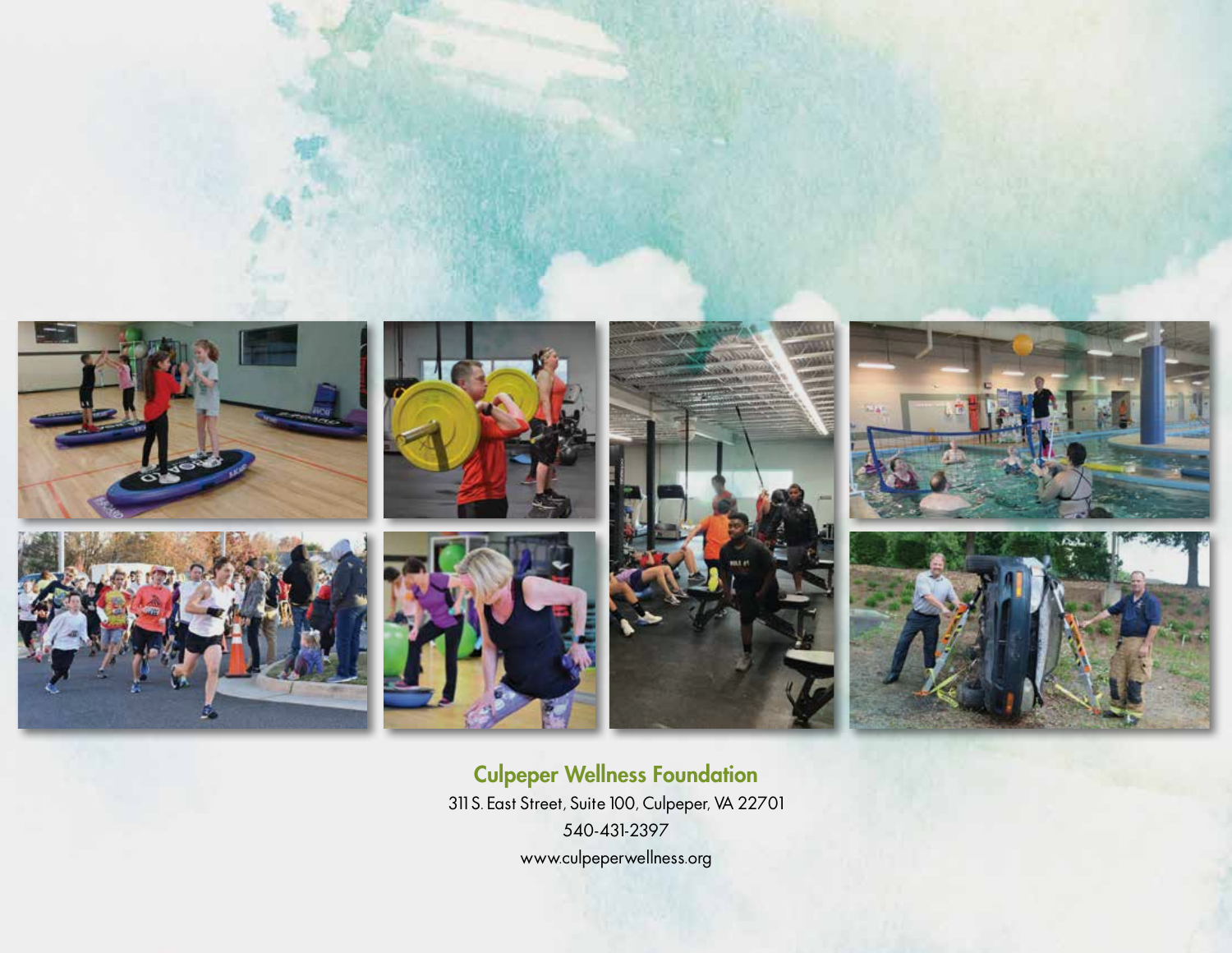**Culpeper Wellness Foundation**

311 S. East Street, Suite 100, Culpeper, VA 22701

540-431-2397

www.culpeperwellness.org